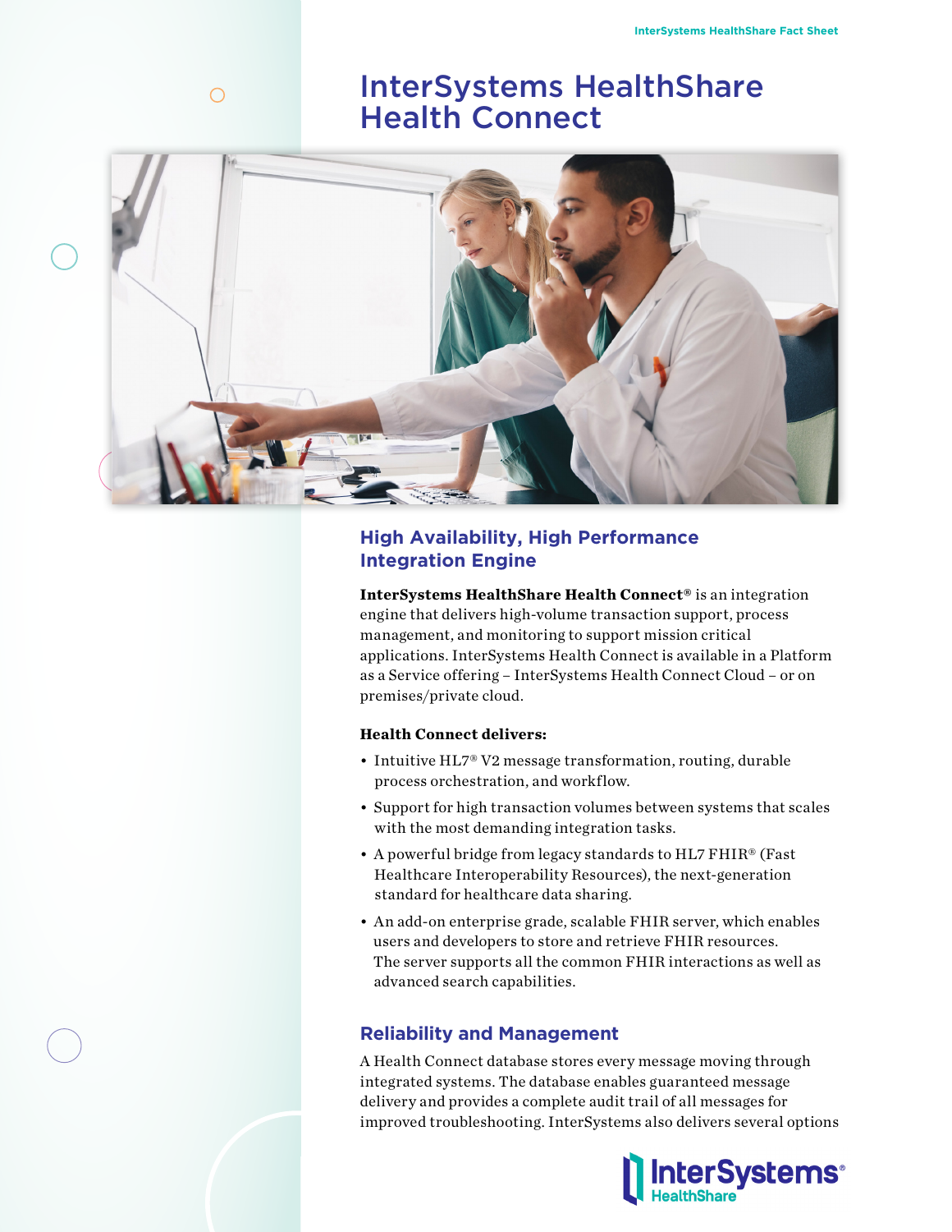# InterSystems HealthShare Health Connect

## High Availability, High Performance Integration Engine

**InterSystems HealthShare Health Connect®** is an integration engine that delivers high-volume transaction support, process management, and monitoring to support mission critical applications. InterSystems Health Connect is available in a Platform as a Service offering – InterSystems Health Connect Cloud – or on premises/private cloud.

**Health Connect delivers:**

- Intuitive HL7® V2 message transformation, routing, durable process orchestration, and workflow.
- Support for high transaction volumes between systems that scales with the most demanding integration tasks.
- A powerful bridge from legacy standards to HL7 FHIR® (Fast Healthcare Interoperability Resources), the next-generation standard for healthcare data sharing.
- An add-on enterprise grade, scalable FHIR server, which enables users and developers to store and retrieve FHIR resources. The server supports all the common FHIR interactions as well as advanced search capabilities.

## Reliability and Management

A Health Connect database stores every message moving through integrated systems. The database enables guaranteed message delivery and provides a complete audit trail of all messages for improved troubleshooting. InterSystems also delivers several options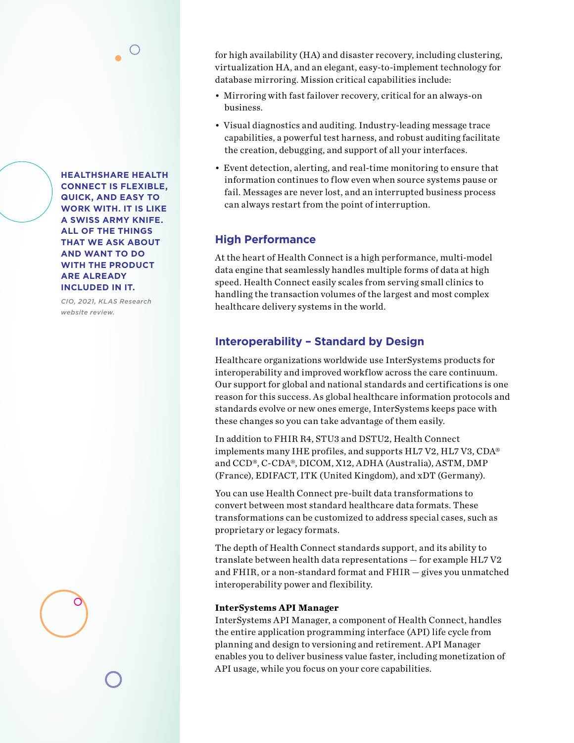for high availability (HA) and disaster recovery, including clustering, virtualization HA, and an elegant, easy-to-implement technology for database mirroring. Mission critical capabilities include:

- Mirroring with fast failover recovery, critical for an always-on business.
- Visual diagnostics and auditing. Industry-leading message trace capabilities, a powerful test harness, and robust auditing facilitate the creation, debugging, and support of all your interfaces.
- Event detection, alerting, and real-time monitoring to ensure that information continues to flow even when source systems pause or fail. Messages are never lost, and an interrupted business process can always restart from the point of interruption.

**HEALTHSHARE HEALTH CONNECT IS FLEXIBLE, QUICK, AND EASY TO WORK WITH. IT IS LIKE A SWISS ARMY KNIFE. ALL OF THE THINGS THAT WE ASK ABOUT AND WANT TO DO WITH THE PRODUCT ARE ALREADY INCLUDED IN IT.**

*CIO, 2021, KLAS Research website review.*

## High Performance

At the heart of Health Connect is a high performance, multi-model data engine that seamlessly handles multiple forms of data at high speed. Health Connect easily scales from serving small clinics to handling the transaction volumes of the largest and most complex healthcare delivery systems in the world.

## Interoperability – Standard by Design

Healthcare organizations worldwide use InterSystems products for interoperability and improved workflow across the care continuum. Our support for global and national standards and certifications is one reason for this success. As global healthcare information protocols and standards evolve or new ones emerge, InterSystems keeps pace with these changes so you can take advantage of them easily.

In addition to FHIR R4, STU3 and DSTU2, Health Connect implements many IHE profiles, and supports HL7 V2, HL7 V3, CDA® and CCD®, C-CDA®, DICOM, X12, ADHA (Australia), ASTM, DMP (France), EDIFACT, ITK (United Kingdom), and xDT (Germany).

You can use Health Connect pre-built data transformations to convert between most standard healthcare data formats. These transformations can be customized to address special cases, such as proprietary or legacy formats.

The depth of Health Connect standards support, and its ability to translate between health data representations — for example HL7 V2 and FHIR, or a non-standard format and FHIR — gives you unmatched interoperability power and flexibility.

**InterSystems API Manager**

InterSystems API Manager, a component of Health Connect, handles the entire application programming interface (API) life cycle from planning and design to versioning and retirement. API Manager enables you to deliver business value faster, including monetization of API usage, while you focus on your core capabilities.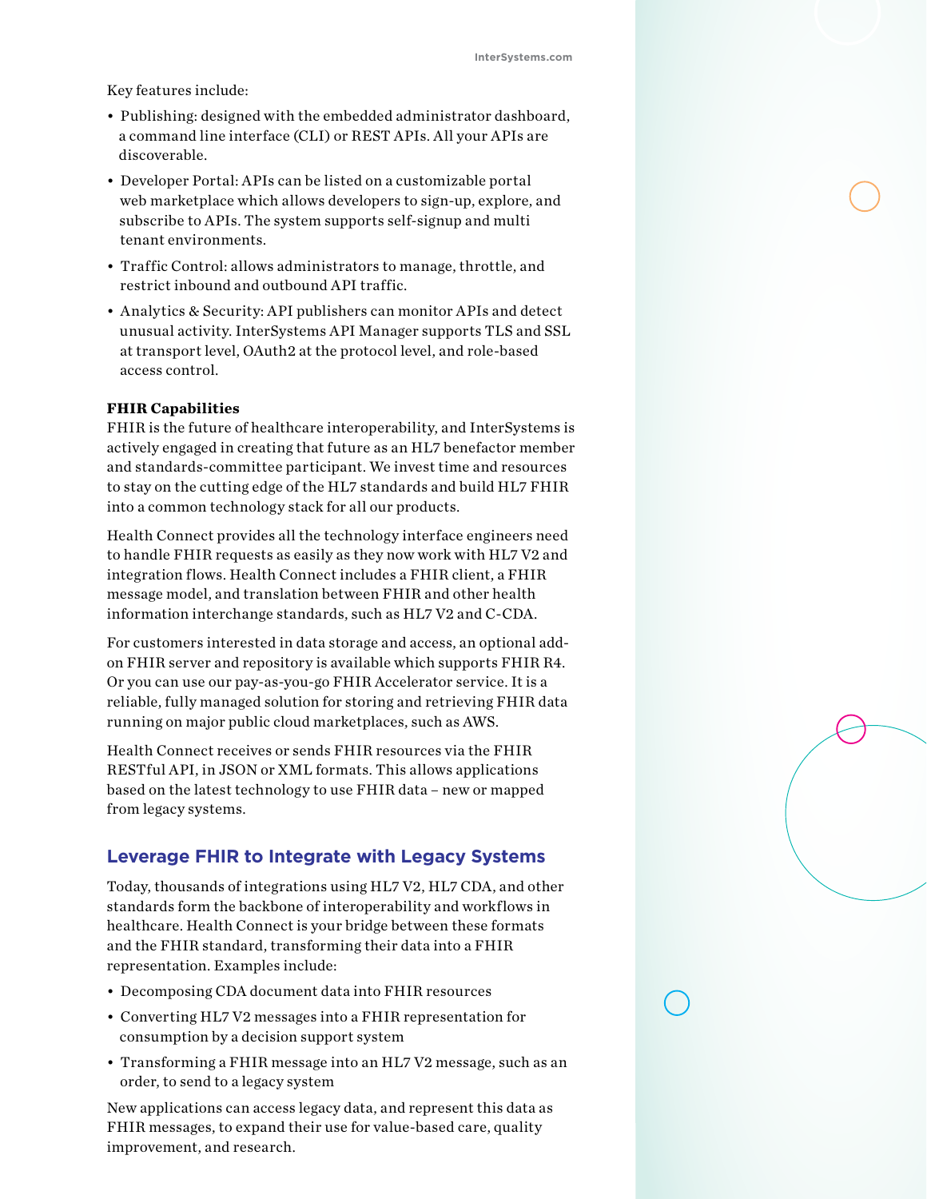Key features include:

- Publishing: designed with the embedded administrator dashboard, a command line interface (CLI) or REST APIs. All your APIs are discoverable.
- Developer Portal: APIs can be listed on a customizable portal web marketplace which allows developers to sign-up, explore, and subscribe to APIs. The system supports self-signup and multi tenant environments.
- Traffic Control: allows administrators to manage, throttle, and restrict inbound and outbound API traffic.
- Analytics & Security: API publishers can monitor APIs and detect unusual activity. InterSystems API Manager supports TLS and SSL at transport level, OAuth2 at the protocol level, and role-based access control.

**FHIR Capabilities**

FHIR is the future of healthcare interoperability, and InterSystems is actively engaged in creating that future as an HL7 benefactor member and standards-committee participant. We invest time and resources to stay on the cutting edge of the HL7 standards and build HL7 FHIR into a common technology stack for all our products.

Health Connect provides all the technology interface engineers need to handle FHIR requests as easily as they now work with HL7 V2 and integration flows. Health Connect includes a FHIR client, a FHIR message model, and translation between FHIR and other health information interchange standards, such as HL7 V2 and C-CDA.

For customers interested in data storage and access, an optional add-on FHIR server and repository is available which supports FHIR R4. Or you can use our pay-as-you-go FHIR Accelerator service. It is a reliable, fully managed solution for storing and retrieving FHIR data running on major public cloud marketplaces, such as AWS.

Health Connect receives or sends FHIR resources via the FHIR RESTful API, in JSON or XML formats. This allows applications based on the latest technology to use FHIR data – new or mapped from legacy systems.

## Leverage FHIR to Integrate with Legacy Systems

Today, thousands of integrations using HL7 V2, HL7 CDA, and other standards form the backbone of interoperability and workflows in healthcare. Health Connect is your bridge between these formats and the FHIR standard, transforming their data into a FHIR representation. Examples include:

- Decomposing CDA document data into FHIR resources
- Converting HL7 V2 messages into a FHIR representation for consumption by a decision support system
- Transforming a FHIR message into an HL7 V2 message, such as an order, to send to a legacy system

New applications can access legacy data, and represent this data as FHIR messages, to expand their use for value-based care, quality improvement, and research.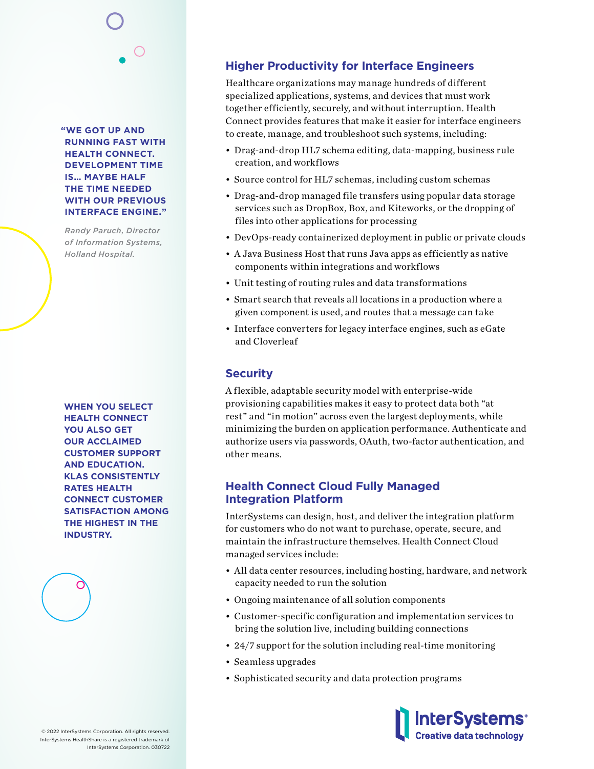**"WE GOT UP AND RUNNING FAST WITH HEALTH CONNECT. DEVELOPMENT TIME IS... MAYBE HALF THE TIME NEEDED WITH OUR PREVIOUS INTERFACE ENGINE."**

*Randy Paruch, Director of Information Systems, Holland Hospital.*

## Higher Productivity for Interface Engineers

Healthcare organizations may manage hundreds of different specialized applications, systems, and devices that must work together efficiently, securely, and without interruption. Health Connect provides features that make it easier for interface engineers to create, manage, and troubleshoot such systems, including:

- Drag-and-drop HL7 schema editing, data-mapping, business rule creation, and workflows
- Source control for HL7 schemas, including custom schemas
- Drag-and-drop managed file transfers using popular data storage services such as DropBox, Box, and Kiteworks, or the dropping of files into other applications for processing
- DevOps-ready containerized deployment in public or private clouds
- A Java Business Host that runs Java apps as efficiently as native components within integrations and workflows
- Unit testing of routing rules and data transformations
- Smart search that reveals all locations in a production where a given component is used, and routes that a message can take
- Interface converters for legacy interface engines, such as eGate and Cloverleaf

## Security

A flexible, adaptable security model with enterprise-wide provisioning capabilities makes it easy to protect data both "at rest" and "in motion" across even the largest deployments, while minimizing the burden on application performance. Authenticate and authorize users via passwords, OAuth, two-factor authentication, and other means.

**WHEN YOU SELECT HEALTH CONNECT YOU ALSO GET OUR ACCLAIMED CUSTOMER SUPPORT AND EDUCATION. KLAS CONSISTENTLY RATES HEALTH CONNECT CUSTOMER SATISFACTION AMONG THE HIGHEST IN THE INDUSTRY.**

## Health Connect Cloud Fully Managed Integration Platform

InterSystems can design, host, and deliver the integration platform for customers who do not want to purchase, operate, secure, and maintain the infrastructure themselves. Health Connect Cloud managed services include:

- All data center resources, including hosting, hardware, and network capacity needed to run the solution
- Ongoing maintenance of all solution components
- Customer-specific configuration and implementation services to bring the solution live, including building connections
- 24/7 support for the solution including real-time monitoring
- Seamless upgrades
- Sophisticated security and data protection programs

© 2022 InterSystems Corporation. All rights reserved. InterSystems HealthShare is a registered trademark of InterSystems Corporation. 030722

InterSystems® Creative data technology